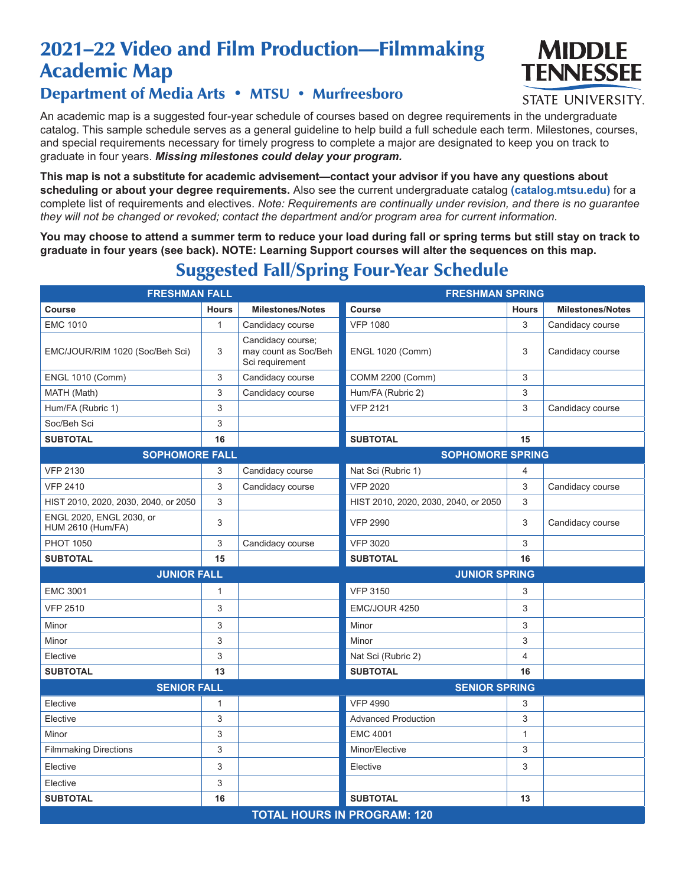# 2021–22 Video and Film Production—Filmmaking Academic Map

## Department of Media Arts • MTSU • Murfreesboro

MIDDLE TENNESSEE STATE UNIVERSITY.

An academic map is a suggested four-year schedule of courses based on degree requirements in the undergraduate catalog. This sample schedule serves as a general guideline to help build a full schedule each term. Milestones, courses, and special requirements necessary for timely progress to complete a major are designated to keep you on track to graduate in four years. ***Missing milestones could delay your program.***

**This map is not a substitute for academic advisement—contact your advisor if you have any questions about scheduling or about your degree requirements.** Also see the current undergraduate catalog **(catalog.mtsu.edu)** for a complete list of requirements and electives. *Note: Requirements are continually under revision, and there is no guarantee they will not be changed or revoked; contact the department and/or program area for current information.*

**You may choose to attend a summer term to reduce your load during fall or spring terms but still stay on track to graduate in four years (see back). NOTE: Learning Support courses will alter the sequences on this map.**

## Suggested Fall/Spring Four-Year Schedule

| FRESHMAN FALL | | | FRESHMAN SPRING | | |
|---|---|---|---|---|---|
| **Course** | **Hours** | **Milestones/Notes** | **Course** | **Hours** | **Milestones/Notes** |
| EMC 1010 | 1 | Candidacy course | VFP 1080 | 3 | Candidacy course |
| EMC/JOUR/RIM 1020 (Soc/Beh Sci) | 3 | Candidacy course; may count as Soc/Beh Sci requirement | ENGL 1020 (Comm) | 3 | Candidacy course |
| ENGL 1010 (Comm) | 3 | Candidacy course | COMM 2200 (Comm) | 3 | |
| MATH (Math) | 3 | Candidacy course | Hum/FA (Rubric 2) | 3 | |
| Hum/FA (Rubric 1) | 3 | | VFP 2121 | 3 | Candidacy course |
| Soc/Beh Sci | 3 | | | | |
| **SUBTOTAL** | **16** | | **SUBTOTAL** | **15** | |
| **SOPHOMORE FALL** | | | **SOPHOMORE SPRING** | | |
| VFP 2130 | 3 | Candidacy course | Nat Sci (Rubric 1) | 4 | |
| VFP 2410 | 3 | Candidacy course | VFP 2020 | 3 | Candidacy course |
| HIST 2010, 2020, 2030, 2040, or 2050 | 3 | | HIST 2010, 2020, 2030, 2040, or 2050 | 3 | |
| ENGL 2020, ENGL 2030, or HUM 2610 (Hum/FA) | 3 | | VFP 2990 | 3 | Candidacy course |
| PHOT 1050 | 3 | Candidacy course | VFP 3020 | 3 | |
| **SUBTOTAL** | **15** | | **SUBTOTAL** | **16** | |
| **JUNIOR FALL** | | | **JUNIOR SPRING** | | |
| EMC 3001 | 1 | | VFP 3150 | 3 | |
| VFP 2510 | 3 | | EMC/JOUR 4250 | 3 | |
| Minor | 3 | | Minor | 3 | |
| Minor | 3 | | Minor | 3 | |
| Elective | 3 | | Nat Sci (Rubric 2) | 4 | |
| **SUBTOTAL** | **13** | | **SUBTOTAL** | **16** | |
| **SENIOR FALL** | | | **SENIOR SPRING** | | |
| Elective | 1 | | VFP 4990 | 3 | |
| Elective | 3 | | Advanced Production | 3 | |
| Minor | 3 | | EMC 4001 | 1 | |
| Filmmaking Directions | 3 | | Minor/Elective | 3 | |
| Elective | 3 | | Elective | 3 | |
| Elective | 3 | | | | |
| **SUBTOTAL** | **16** | | **SUBTOTAL** | **13** | |
| **TOTAL HOURS IN PROGRAM: 120** | | | | | |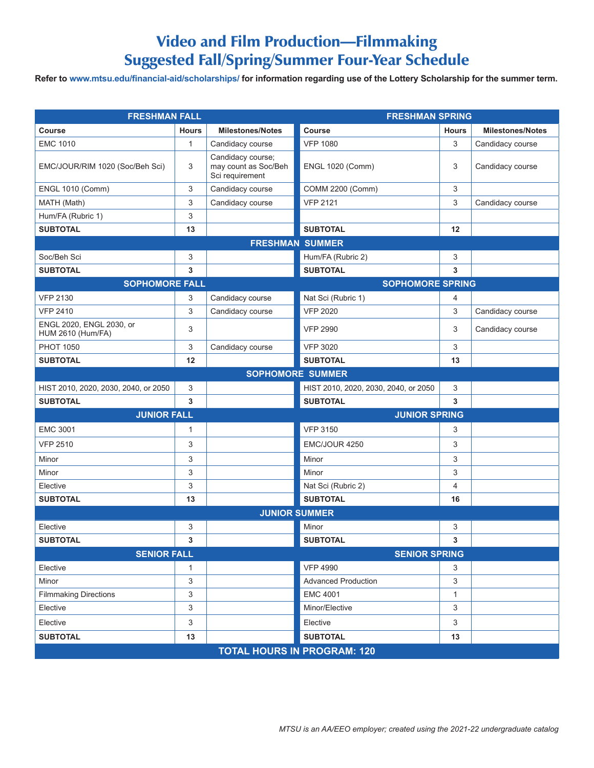# Video and Film Production—Filmmaking
# Suggested Fall/Spring/Summer Four-Year Schedule

**Refer to www.mtsu.edu/financial-aid/scholarships/ for information regarding use of the Lottery Scholarship for the summer term.**

| FRESHMAN FALL | | | FRESHMAN SPRING | | |
|---|---|---|---|---|---|
| **Course** | **Hours** | **Milestones/Notes** | **Course** | **Hours** | **Milestones/Notes** |
| EMC 1010 | 1 | Candidacy course | VFP 1080 | 3 | Candidacy course |
| EMC/JOUR/RIM 1020 (Soc/Beh Sci) | 3 | Candidacy course; may count as Soc/Beh Sci requirement | ENGL 1020 (Comm) | 3 | Candidacy course |
| ENGL 1010 (Comm) | 3 | Candidacy course | COMM 2200 (Comm) | 3 | |
| MATH (Math) | 3 | Candidacy course | VFP 2121 | 3 | Candidacy course |
| Hum/FA (Rubric 1) | 3 | | | | |
| **SUBTOTAL** | **13** | | **SUBTOTAL** | **12** | |
| **FRESHMAN SUMMER** | | | | | |
| Soc/Beh Sci | 3 | | Hum/FA (Rubric 2) | 3 | |
| **SUBTOTAL** | **3** | | **SUBTOTAL** | **3** | |
| **SOPHOMORE FALL** | | | **SOPHOMORE SPRING** | | |
| VFP 2130 | 3 | Candidacy course | Nat Sci (Rubric 1) | 4 | |
| VFP 2410 | 3 | Candidacy course | VFP 2020 | 3 | Candidacy course |
| ENGL 2020, ENGL 2030, or HUM 2610 (Hum/FA) | 3 | | VFP 2990 | 3 | Candidacy course |
| PHOT 1050 | 3 | Candidacy course | VFP 3020 | 3 | |
| **SUBTOTAL** | **12** | | **SUBTOTAL** | **13** | |
| **SOPHOMORE SUMMER** | | | | | |
| HIST 2010, 2020, 2030, 2040, or 2050 | 3 | | HIST 2010, 2020, 2030, 2040, or 2050 | 3 | |
| **SUBTOTAL** | **3** | | **SUBTOTAL** | **3** | |
| **JUNIOR FALL** | | | **JUNIOR SPRING** | | |
| EMC 3001 | 1 | | VFP 3150 | 3 | |
| VFP 2510 | 3 | | EMC/JOUR 4250 | 3 | |
| Minor | 3 | | Minor | 3 | |
| Minor | 3 | | Minor | 3 | |
| Elective | 3 | | Nat Sci (Rubric 2) | 4 | |
| **SUBTOTAL** | **13** | | **SUBTOTAL** | **16** | |
| **JUNIOR SUMMER** | | | | | |
| Elective | 3 | | Minor | 3 | |
| **SUBTOTAL** | **3** | | **SUBTOTAL** | **3** | |
| **SENIOR FALL** | | | **SENIOR SPRING** | | |
| Elective | 1 | | VFP 4990 | 3 | |
| Minor | 3 | | Advanced Production | 3 | |
| Filmmaking Directions | 3 | | EMC 4001 | 1 | |
| Elective | 3 | | Minor/Elective | 3 | |
| Elective | 3 | | Elective | 3 | |
| **SUBTOTAL** | **13** | | **SUBTOTAL** | **13** | |
| **TOTAL HOURS IN PROGRAM: 120** | | | | | |

*MTSU is an AA/EEO employer; created using the 2021-22 undergraduate catalog*